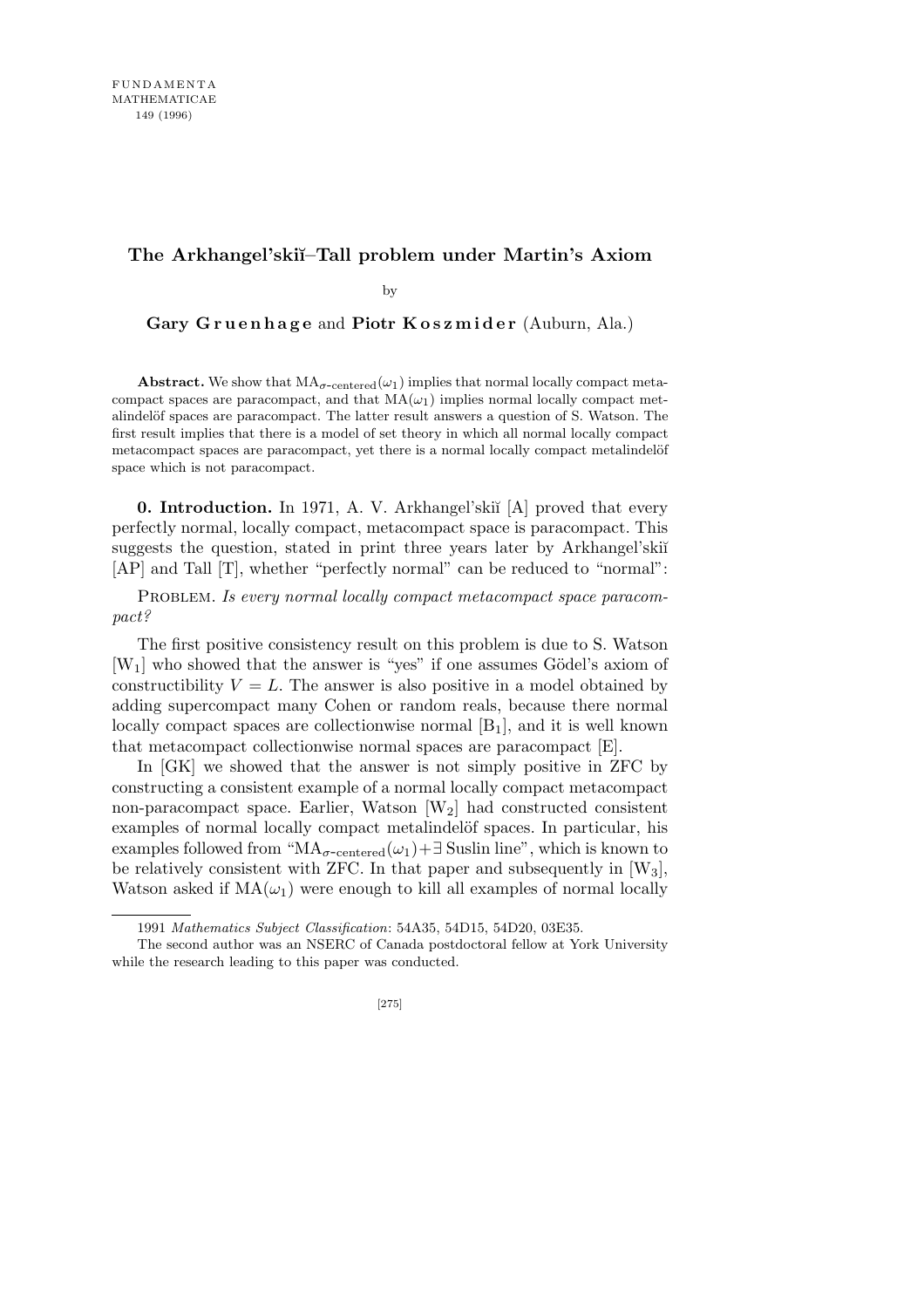# The Arkhangel'skiĭ–Tall problem under Martin's Axiom

by

**Gary Gruenhage** and **Piotr Koszmider** (Auburn, Ala.)

**Abstract.** We show that $\mathrm{MA}_{\sigma\text{-centered}}(\omega_1)$ implies that normal locally compact metacompact spaces are paracompact, and that $\mathrm{MA}(\omega_1)$ implies normal locally compact metalindelöf spaces are paracompact. The latter result answers a question of S. Watson. The first result implies that there is a model of set theory in which all normal locally compact metacompact spaces are paracompact, yet there is a normal locally compact metalindelöf space which is not paracompact.

**0. Introduction.** In 1971, A. V. Arkhangel'skiĭ [A] proved that every perfectly normal, locally compact, metacompact space is paracompact. This suggests the question, stated in print three years later by Arkhangel'skiĭ [AP] and Tall [T], whether "perfectly normal" can be reduced to "normal":

Problem. *Is every normal locally compact metacompact space paracompact?*

The first positive consistency result on this problem is due to S. Watson [W₁] who showed that the answer is "yes" if one assumes Gödel's axiom of constructibility $V = L$. The answer is also positive in a model obtained by adding supercompact many Cohen or random reals, because there normal locally compact spaces are collectionwise normal [B₁], and it is well known that metacompact collectionwise normal spaces are paracompact [E].

In [GK] we showed that the answer is not simply positive in ZFC by constructing a consistent example of a normal locally compact metacompact non-paracompact space. Earlier, Watson [W₂] had constructed consistent examples of normal locally compact metalindelöf spaces. In particular, his examples followed from "$\mathrm{MA}_{\sigma\text{-centered}}(\omega_1) + \exists$ Suslin line", which is known to be relatively consistent with ZFC. In that paper and subsequently in [W₃], Watson asked if $\mathrm{MA}(\omega_1)$ were enough to kill all examples of normal locally

1991 *Mathematics Subject Classification*: 54A35, 54D15, 54D20, 03E35.

The second author was an NSERC of Canada postdoctoral fellow at York University while the research leading to this paper was conducted.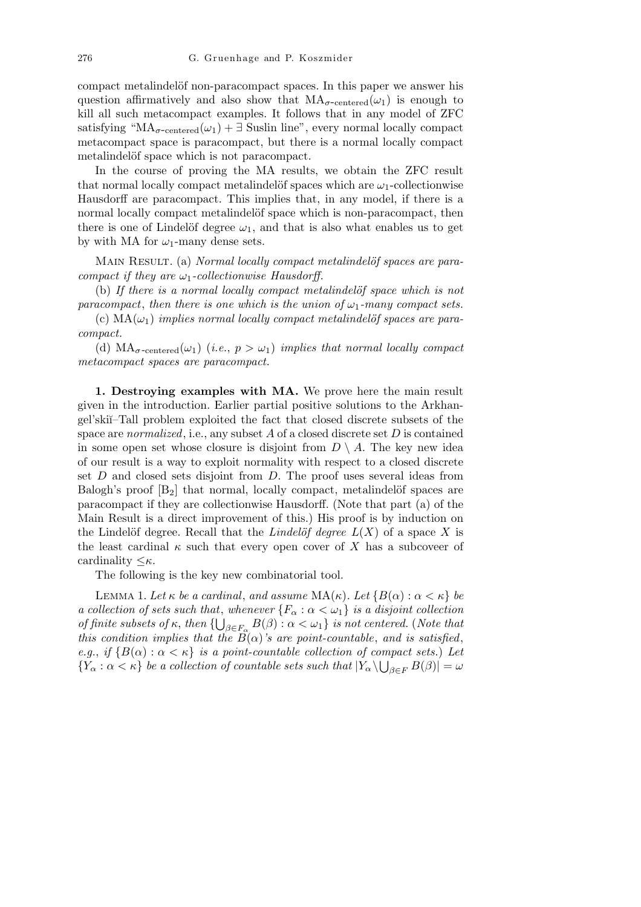compact metalindelöf non-paracompact spaces. In this paper we answer his question affirmatively and also show that $\mathrm{MA}_{\sigma\text{-centered}}(\omega_1)$ is enough to kill all such metacompact examples. It follows that in any model of ZFC satisfying "$\mathrm{MA}_{\sigma\text{-centered}}(\omega_1) + \exists$ Suslin line", every normal locally compact metacompact space is paracompact, but there is a normal locally compact metalindelöf space which is not paracompact.

In the course of proving the MA results, we obtain the ZFC result that normal locally compact metalindelöf spaces which are $\omega_1$-collectionwise Hausdorff are paracompact. This implies that, in any model, if there is a normal locally compact metalindelöf space which is non-paracompact, then there is one of Lindelöf degree $\omega_1$, and that is also what enables us to get by with MA for $\omega_1$-many dense sets.

Main Result. (a) *Normal locally compact metalindelöf spaces are paracompact if they are $\omega_1$-collectionwise Hausdorff.*

(b) *If there is a normal locally compact metalindelöf space which is not paracompact*, *then there is one which is the union of $\omega_1$-many compact sets.*

(c) $\mathrm{MA}(\omega_1)$ *implies normal locally compact metalindelöf spaces are paracompact.*

(d) $\mathrm{MA}_{\sigma\text{-centered}}(\omega_1)$ (*i.e.*, $p > \omega_1$) *implies that normal locally compact metacompact spaces are paracompact.*

**1. Destroying examples with MA.** We prove here the main result given in the introduction. Earlier partial positive solutions to the Arkhangel'skiĭ–Tall problem exploited the fact that closed discrete subsets of the space are *normalized*, i.e., any subset $A$ of a closed discrete set $D$ is contained in some open set whose closure is disjoint from $D \setminus A$. The key new idea of our result is a way to exploit normality with respect to a closed discrete set $D$ and closed sets disjoint from $D$. The proof uses several ideas from Balogh's proof [B2] that normal, locally compact, metalindelöf spaces are paracompact if they are collectionwise Hausdorff. (Note that part (a) of the Main Result is a direct improvement of this.) His proof is by induction on the Lindelöf degree. Recall that the *Lindelöf degree* $L(X)$ of a space $X$ is the least cardinal $\kappa$ such that every open cover of $X$ has a subcoveer of cardinality $\leq\kappa$.

The following is the key new combinatorial tool.

Lemma 1. *Let $\kappa$ be a cardinal, and assume* $\mathrm{MA}(\kappa)$. *Let $\{B(\alpha) : \alpha < \kappa\}$ be a collection of sets such that*, *whenever $\{F_\alpha : \alpha < \omega_1\}$ is a disjoint collection of finite subsets of $\kappa$*, *then $\{\bigcup_{\beta\in F_\alpha} B(\beta) : \alpha < \omega_1\}$ is not centered.* (*Note that this condition implies that the $B(\alpha)$'s are point-countable*, *and is satisfied*, *e.g.*, *if $\{B(\alpha) : \alpha < \kappa\}$ is a point-countable collection of compact sets.*) *Let $\{Y_\alpha : \alpha < \kappa\}$ be a collection of countable sets such that $|Y_\alpha \setminus \bigcup_{\beta\in F} B(\beta)| = \omega$*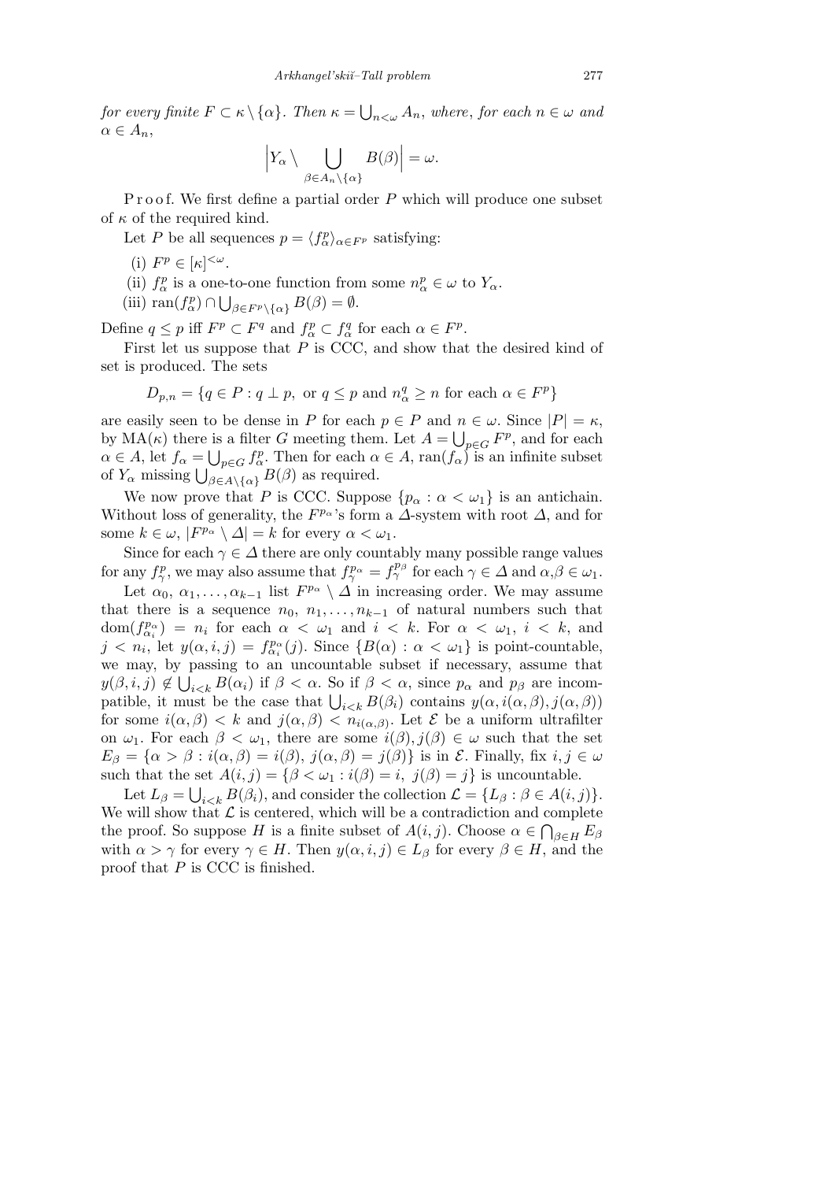*for every finite $F \subset \kappa \setminus \{\alpha\}$. Then $\kappa = \bigcup_{n<\omega} A_n$, where, for each $n \in \omega$ and $\alpha \in A_n$,*

$$\Big|Y_\alpha \setminus \bigcup_{\beta \in A_n \setminus \{\alpha\}} B(\beta)\Big| = \omega.$$

Proof. We first define a partial order $P$ which will produce one subset of $\kappa$ of the required kind.

Let $P$ be all sequences $p = \langle f^p_\alpha \rangle_{\alpha \in F^p}$ satisfying:

(i) $F^p \in [\kappa]^{<\omega}$.

(ii) $f^p_\alpha$ is a one-to-one function from some $n^p_\alpha \in \omega$ to $Y_\alpha$.

(iii) $\operatorname{ran}(f^p_\alpha) \cap \bigcup_{\beta \in F^p \setminus \{\alpha\}} B(\beta) = \emptyset$.

Define $q \le p$ iff $F^p \subset F^q$ and $f^p_\alpha \subset f^q_\alpha$ for each $\alpha \in F^p$.

First let us suppose that $P$ is CCC, and show that the desired kind of set is produced. The sets

$$D_{p,n} = \{q \in P : q \perp p, \text{ or } q \le p \text{ and } n^q_\alpha \ge n \text{ for each } \alpha \in F^p\}$$

are easily seen to be dense in $P$ for each $p \in P$ and $n \in \omega$. Since $|P| = \kappa$, by $\mathrm{MA}(\kappa)$ there is a filter $G$ meeting them. Let $A = \bigcup_{p \in G} F^p$, and for each $\alpha \in A$, let $f_\alpha = \bigcup_{p \in G} f^p_\alpha$. Then for each $\alpha \in A$, $\operatorname{ran}(f_\alpha)$ is an infinite subset of $Y_\alpha$ missing $\bigcup_{\beta \in A \setminus \{\alpha\}} B(\beta)$ as required.

We now prove that $P$ is CCC. Suppose $\{p_\alpha : \alpha < \omega_1\}$ is an antichain. Without loss of generality, the $F^{p_\alpha}$'s form a $\Delta$-system with root $\Delta$, and for some $k \in \omega$, $|F^{p_\alpha} \setminus \Delta| = k$ for every $\alpha < \omega_1$.

Since for each $\gamma \in \Delta$ there are only countably many possible range values for any $f^p_\gamma$, we may also assume that $f^{p_\alpha}_\gamma = f^{p_\beta}_\gamma$ for each $\gamma \in \Delta$ and $\alpha, \beta \in \omega_1$.

Let $\alpha_0, \alpha_1, \ldots, \alpha_{k-1}$ list $F^{p_\alpha} \setminus \Delta$ in increasing order. We may assume that there is a sequence $n_0, n_1, \ldots, n_{k-1}$ of natural numbers such that $\operatorname{dom}(f^{p_\alpha}_{\alpha_i}) = n_i$ for each $\alpha < \omega_1$ and $i < k$. For $\alpha < \omega_1$, $i < k$, and $j < n_i$, let $y(\alpha, i, j) = f^{p_\alpha}_{\alpha_i}(j)$. Since $\{B(\alpha) : \alpha < \omega_1\}$ is point-countable, we may, by passing to an uncountable subset if necessary, assume that $y(\beta, i, j) \notin \bigcup_{i<k} B(\alpha_i)$ if $\beta < \alpha$. So if $\beta < \alpha$, since $p_\alpha$ and $p_\beta$ are incompatible, it must be the case that $\bigcup_{i<k} B(\beta_i)$ contains $y(\alpha, i(\alpha,\beta), j(\alpha,\beta))$ for some $i(\alpha,\beta) < k$ and $j(\alpha,\beta) < n_{i(\alpha,\beta)}$. Let $\mathcal{E}$ be a uniform ultrafilter on $\omega_1$. For each $\beta < \omega_1$, there are some $i(\beta), j(\beta) \in \omega$ such that the set $E_\beta = \{\alpha > \beta : i(\alpha,\beta) = i(\beta),\ j(\alpha,\beta) = j(\beta)\}$ is in $\mathcal{E}$. Finally, fix $i, j \in \omega$ such that the set $A(i,j) = \{\beta < \omega_1 : i(\beta) = i,\ j(\beta) = j\}$ is uncountable.

Let $L_\beta = \bigcup_{i<k} B(\beta_i)$, and consider the collection $\mathcal{L} = \{L_\beta : \beta \in A(i,j)\}$. We will show that $\mathcal{L}$ is centered, which will be a contradiction and complete the proof. So suppose $H$ is a finite subset of $A(i,j)$. Choose $\alpha \in \bigcap_{\beta \in H} E_\beta$ with $\alpha > \gamma$ for every $\gamma \in H$. Then $y(\alpha, i, j) \in L_\beta$ for every $\beta \in H$, and the proof that $P$ is CCC is finished.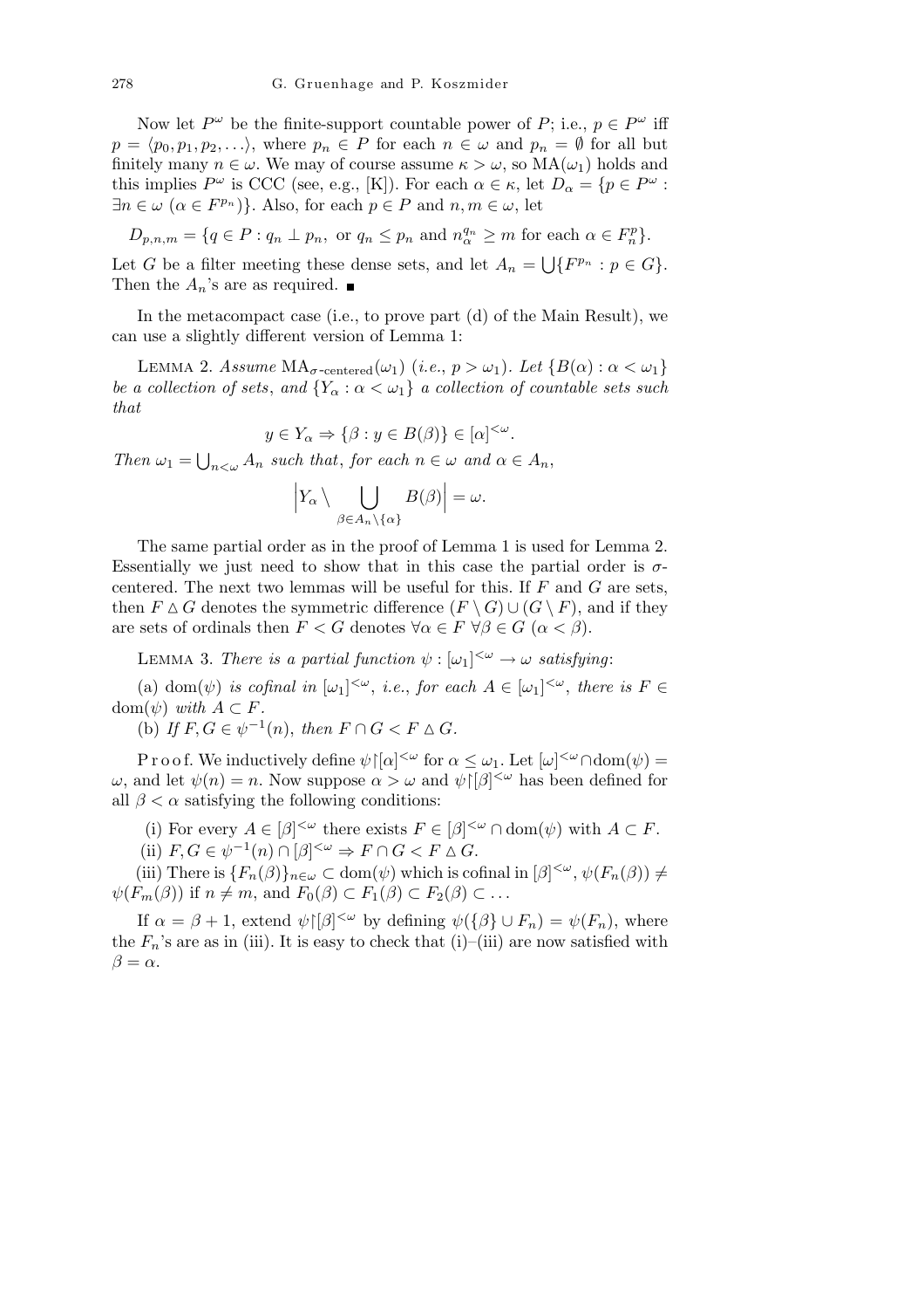Now let $P^\omega$ be the finite-support countable power of $P$; i.e., $p \in P^\omega$ iff $p = \langle p_0, p_1, p_2, \ldots\rangle$, where $p_n \in P$ for each $n \in \omega$ and $p_n = \emptyset$ for all but finitely many $n \in \omega$. We may of course assume $\kappa > \omega$, so $\mathrm{MA}(\omega_1)$ holds and this implies $P^\omega$ is CCC (see, e.g., [K]). For each $\alpha \in \kappa$, let $D_\alpha = \{p \in P^\omega : \exists n \in \omega\ (\alpha \in F^{p_n})\}$. Also, for each $p \in P$ and $n, m \in \omega$, let

$$D_{p,n,m} = \{q \in P : q_n \perp p_n, \text{ or } q_n \le p_n \text{ and } n_\alpha^{q_n} \ge m \text{ for each } \alpha \in F_n^p\}.$$

Let $G$ be a filter meeting these dense sets, and let $A_n = \bigcup\{F^{p_n} : p \in G\}$. Then the $A_n$'s are as required. ∎

In the metacompact case (i.e., to prove part (d) of the Main Result), we can use a slightly different version of Lemma 1:

Lemma 2. *Assume* $\mathrm{MA}_{\sigma\text{-centered}}(\omega_1)$ (*i.e.*, $p > \omega_1$). *Let* $\{B(\alpha) : \alpha < \omega_1\}$ *be a collection of sets, and* $\{Y_\alpha : \alpha < \omega_1\}$ *a collection of countable sets such that*

$$y \in Y_\alpha \Rightarrow \{\beta : y \in B(\beta)\} \in [\alpha]^{<\omega}.$$

*Then* $\omega_1 = \bigcup_{n<\omega} A_n$ *such that, for each* $n \in \omega$ *and* $\alpha \in A_n$,

$$\Big|Y_\alpha \setminus \bigcup_{\beta \in A_n \setminus \{\alpha\}} B(\beta)\Big| = \omega.$$

The same partial order as in the proof of Lemma 1 is used for Lemma 2. Essentially we just need to show that in this case the partial order is $\sigma$-centered. The next two lemmas will be useful for this. If $F$ and $G$ are sets, then $F \vartriangle G$ denotes the symmetric difference $(F \setminus G) \cup (G \setminus F)$, and if they are sets of ordinals then $F < G$ denotes $\forall \alpha \in F\ \forall \beta \in G\ (\alpha < \beta)$.

Lemma 3. *There is a partial function* $\psi : [\omega_1]^{<\omega} \to \omega$ *satisfying*:

(a) $\mathrm{dom}(\psi)$ *is cofinal in* $[\omega_1]^{<\omega}$, *i.e.*, *for each* $A \in [\omega_1]^{<\omega}$, *there is* $F \in \mathrm{dom}(\psi)$ *with* $A \subset F$.

(b) *If* $F, G \in \psi^{-1}(n)$, *then* $F \cap G < F \vartriangle G$.

Proof. We inductively define $\psi\restriction[\alpha]^{<\omega}$ for $\alpha \le \omega_1$. Let $[\omega]^{<\omega} \cap \mathrm{dom}(\psi) = \omega$, and let $\psi(n) = n$. Now suppose $\alpha > \omega$ and $\psi\restriction[\beta]^{<\omega}$ has been defined for all $\beta < \alpha$ satisfying the following conditions:

(i) For every $A \in [\beta]^{<\omega}$ there exists $F \in [\beta]^{<\omega} \cap \mathrm{dom}(\psi)$ with $A \subset F$.

(ii) $F, G \in \psi^{-1}(n) \cap [\beta]^{<\omega} \Rightarrow F \cap G < F \vartriangle G$.

(iii) There is $\{F_n(\beta)\}_{n\in\omega} \subset \mathrm{dom}(\psi)$ which is cofinal in $[\beta]^{<\omega}$, $\psi(F_n(\beta)) \ne \psi(F_m(\beta))$ if $n \ne m$, and $F_0(\beta) \subset F_1(\beta) \subset F_2(\beta) \subset \ldots$

If $\alpha = \beta + 1$, extend $\psi\restriction[\beta]^{<\omega}$ by defining $\psi(\{\beta\} \cup F_n) = \psi(F_n)$, where the $F_n$'s are as in (iii). It is easy to check that (i)–(iii) are now satisfied with $\beta = \alpha$.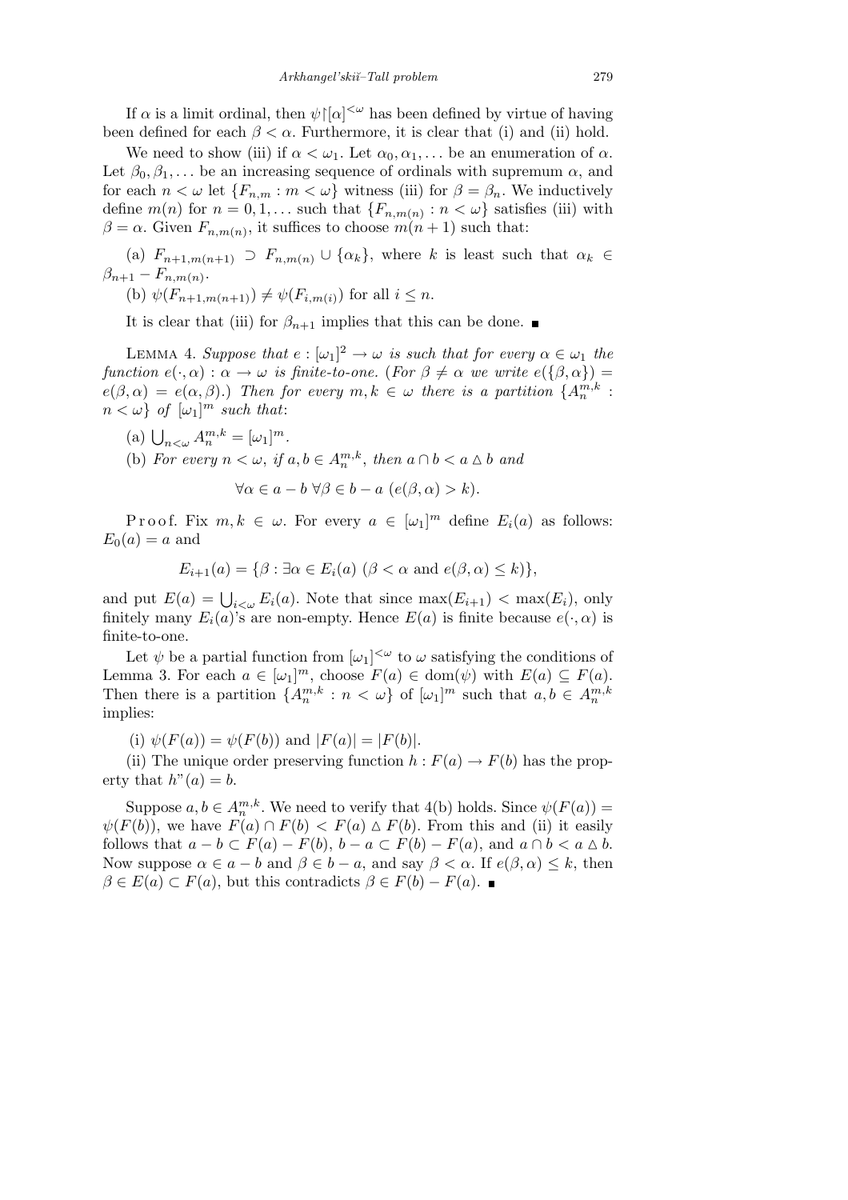If $\alpha$ is a limit ordinal, then $\psi\restriction[\alpha]^{<\omega}$ has been defined by virtue of having been defined for each $\beta < \alpha$. Furthermore, it is clear that (i) and (ii) hold.

We need to show (iii) if $\alpha < \omega_1$. Let $\alpha_0, \alpha_1, \ldots$ be an enumeration of $\alpha$. Let $\beta_0, \beta_1, \ldots$ be an increasing sequence of ordinals with supremum $\alpha$, and for each $n < \omega$ let $\{F_{n,m} : m < \omega\}$ witness (iii) for $\beta = \beta_n$. We inductively define $m(n)$ for $n = 0, 1, \ldots$ such that $\{F_{n,m(n)} : n < \omega\}$ satisfies (iii) with $\beta = \alpha$. Given $F_{n,m(n)}$, it suffices to choose $m(n+1)$ such that:

(a) $F_{n+1,m(n+1)} \supset F_{n,m(n)} \cup \{\alpha_k\}$, where $k$ is least such that $\alpha_k \in \beta_{n+1} - F_{n,m(n)}$.

(b) $\psi(F_{n+1,m(n+1)}) \neq \psi(F_{i,m(i)})$ for all $i \le n$.

It is clear that (iii) for $\beta_{n+1}$ implies that this can be done. ∎

Lemma 4. *Suppose that $e : [\omega_1]^2 \to \omega$ is such that for every $\alpha \in \omega_1$ the function $e(\cdot, \alpha) : \alpha \to \omega$ is finite-to-one. (For $\beta \neq \alpha$ we write $e(\{\beta, \alpha\}) = e(\beta, \alpha) = e(\alpha, \beta)$.) Then for every $m, k \in \omega$ there is a partition $\{A_n^{m,k} : n < \omega\}$ of $[\omega_1]^m$ such that*:

(a) $\bigcup_{n<\omega} A_n^{m,k} = [\omega_1]^m$.

(b) *For every $n < \omega$, if $a, b \in A_n^{m,k}$, then $a \cap b < a \mathbin{\triangle} b$ and*

$$\forall \alpha \in a - b \; \forall \beta \in b - a \; (e(\beta, \alpha) > k).$$

Proof. Fix $m, k \in \omega$. For every $a \in [\omega_1]^m$ define $E_i(a)$ as follows: $E_0(a) = a$ and

$$E_{i+1}(a) = \{\beta : \exists \alpha \in E_i(a) \; (\beta < \alpha \text{ and } e(\beta, \alpha) \le k)\},$$

and put $E(a) = \bigcup_{i<\omega} E_i(a)$. Note that since $\max(E_{i+1}) < \max(E_i)$, only finitely many $E_i(a)$'s are non-empty. Hence $E(a)$ is finite because $e(\cdot, \alpha)$ is finite-to-one.

Let $\psi$ be a partial function from $[\omega_1]^{<\omega}$ to $\omega$ satisfying the conditions of Lemma 3. For each $a \in [\omega_1]^m$, choose $F(a) \in \mathrm{dom}(\psi)$ with $E(a) \subseteq F(a)$. Then there is a partition $\{A_n^{m,k} : n < \omega\}$ of $[\omega_1]^m$ such that $a, b \in A_n^{m,k}$ implies:

(i) $\psi(F(a)) = \psi(F(b))$ and $|F(a)| = |F(b)|$.

(ii) The unique order preserving function $h : F(a) \to F(b)$ has the property that $h"(a) = b$.

Suppose $a, b \in A_n^{m,k}$. We need to verify that 4(b) holds. Since $\psi(F(a)) = \psi(F(b))$, we have $F(a) \cap F(b) < F(a) \mathbin{\triangle} F(b)$. From this and (ii) it easily follows that $a - b \subset F(a) - F(b)$, $b - a \subset F(b) - F(a)$, and $a \cap b < a \mathbin{\triangle} b$. Now suppose $\alpha \in a - b$ and $\beta \in b - a$, and say $\beta < \alpha$. If $e(\beta, \alpha) \le k$, then $\beta \in E(a) \subset F(a)$, but this contradicts $\beta \in F(b) - F(a)$. ∎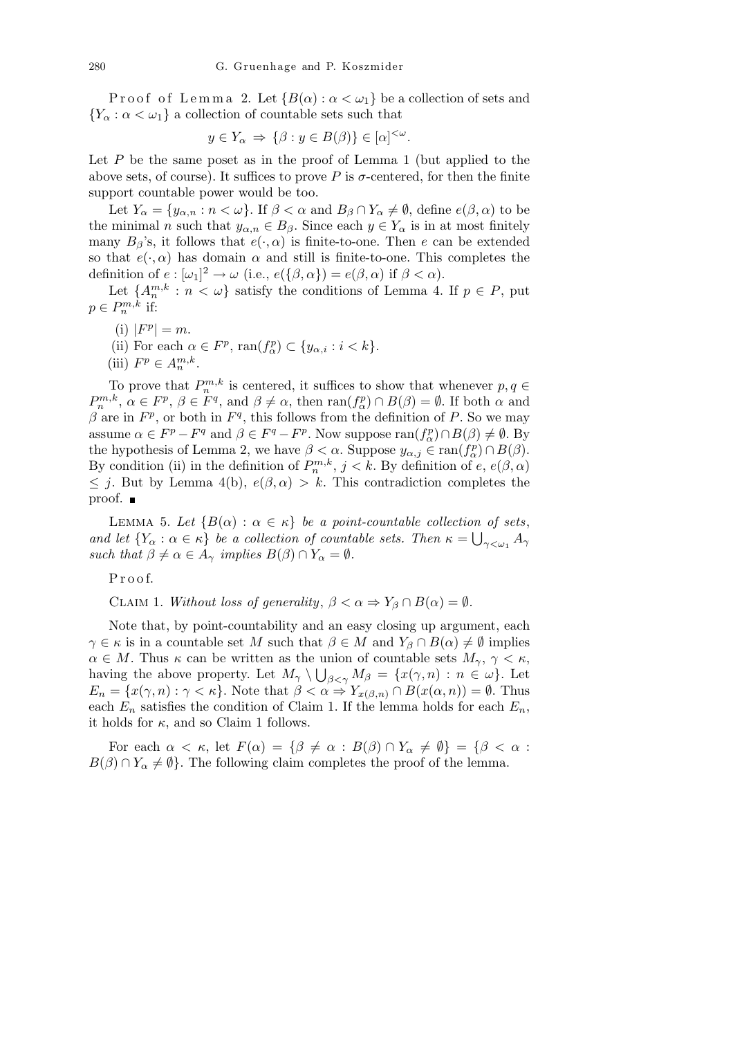Proof of Lemma 2. Let $\{B(\alpha) : \alpha < \omega_1\}$ be a collection of sets and $\{Y_\alpha : \alpha < \omega_1\}$ a collection of countable sets such that

$$y \in Y_\alpha \Rightarrow \{\beta : y \in B(\beta)\} \in [\alpha]^{<\omega}.$$

Let $P$ be the same poset as in the proof of Lemma 1 (but applied to the above sets, of course). It suffices to prove $P$ is $\sigma$-centered, for then the finite support countable power would be too.

Let $Y_\alpha = \{y_{\alpha,n} : n < \omega\}$. If $\beta < \alpha$ and $B_\beta \cap Y_\alpha \neq \emptyset$, define $e(\beta, \alpha)$ to be the minimal $n$ such that $y_{\alpha,n} \in B_\beta$. Since each $y \in Y_\alpha$ is in at most finitely many $B_\beta$'s, it follows that $e(\cdot, \alpha)$ is finite-to-one. Then $e$ can be extended so that $e(\cdot, \alpha)$ has domain $\alpha$ and still is finite-to-one. This completes the definition of $e : [\omega_1]^2 \to \omega$ (i.e., $e(\{\beta, \alpha\}) = e(\beta, \alpha)$ if $\beta < \alpha$).

Let $\{A_n^{m,k} : n < \omega\}$ satisfy the conditions of Lemma 4. If $p \in P$, put $p \in P_n^{m,k}$ if:

(i) $|F^p| = m$.

(ii) For each $\alpha \in F^p$, $\mathrm{ran}(f_\alpha^p) \subset \{y_{\alpha,i} : i < k\}$.

(iii) $F^p \in A_n^{m,k}$.

To prove that $P_n^{m,k}$ is centered, it suffices to show that whenever $p, q \in P_n^{m,k}$, $\alpha \in F^p$, $\beta \in F^q$, and $\beta \neq \alpha$, then $\mathrm{ran}(f_\alpha^p) \cap B(\beta) = \emptyset$. If both $\alpha$ and $\beta$ are in $F^p$, or both in $F^q$, this follows from the definition of $P$. So we may assume $\alpha \in F^p - F^q$ and $\beta \in F^q - F^p$. Now suppose $\mathrm{ran}(f_\alpha^p) \cap B(\beta) \neq \emptyset$. By the hypothesis of Lemma 2, we have $\beta < \alpha$. Suppose $y_{\alpha,j} \in \mathrm{ran}(f_\alpha^p) \cap B(\beta)$. By condition (ii) in the definition of $P_n^{m,k}$, $j < k$. By definition of $e$, $e(\beta, \alpha) \leq j$. But by Lemma 4(b), $e(\beta, \alpha) > k$. This contradiction completes the proof. ∎

Lemma 5. *Let $\{B(\alpha) : \alpha \in \kappa\}$ be a point-countable collection of sets, and let $\{Y_\alpha : \alpha \in \kappa\}$ be a collection of countable sets. Then $\kappa = \bigcup_{\gamma < \omega_1} A_\gamma$ such that $\beta \neq \alpha \in A_\gamma$ implies $B(\beta) \cap Y_\alpha = \emptyset$.*

Proof.

Claim 1. *Without loss of generality, $\beta < \alpha \Rightarrow Y_\beta \cap B(\alpha) = \emptyset$.*

Note that, by point-countability and an easy closing up argument, each $\gamma \in \kappa$ is in a countable set $M$ such that $\beta \in M$ and $Y_\beta \cap B(\alpha) \neq \emptyset$ implies $\alpha \in M$. Thus $\kappa$ can be written as the union of countable sets $M_\gamma$, $\gamma < \kappa$, having the above property. Let $M_\gamma \setminus \bigcup_{\beta < \gamma} M_\beta = \{x(\gamma, n) : n \in \omega\}$. Let $E_n = \{x(\gamma, n) : \gamma < \kappa\}$. Note that $\beta < \alpha \Rightarrow Y_{x(\beta,n)} \cap B(x(\alpha, n)) = \emptyset$. Thus each $E_n$ satisfies the condition of Claim 1. If the lemma holds for each $E_n$, it holds for $\kappa$, and so Claim 1 follows.

For each $\alpha < \kappa$, let $F(\alpha) = \{\beta \neq \alpha : B(\beta) \cap Y_\alpha \neq \emptyset\} = \{\beta < \alpha : B(\beta) \cap Y_\alpha \neq \emptyset\}$. The following claim completes the proof of the lemma.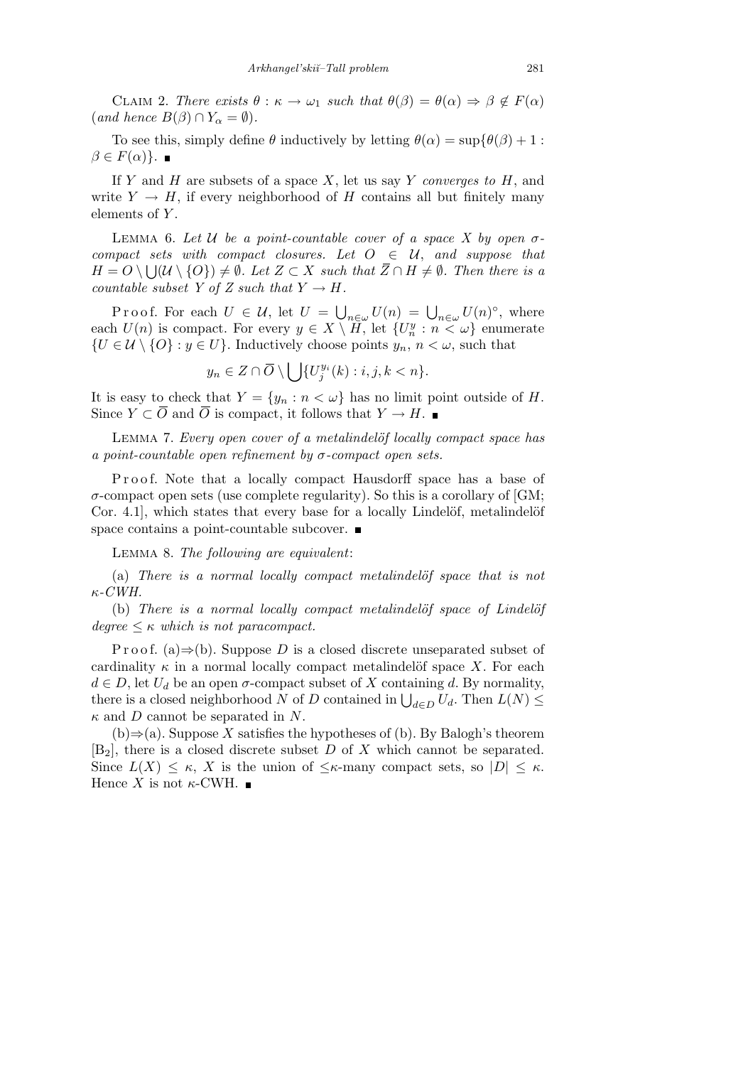CLAIM 2. *There exists $\theta : \kappa \to \omega_1$ such that $\theta(\beta) = \theta(\alpha) \Rightarrow \beta \notin F(\alpha)$ (and hence $B(\beta) \cap Y_\alpha = \emptyset$).*

To see this, simply define $\theta$ inductively by letting $\theta(\alpha) = \sup\{\theta(\beta) + 1 : \beta \in F(\alpha)\}$. ∎

If $Y$ and $H$ are subsets of a space $X$, let us say $Y$ *converges to* $H$, and write $Y \to H$, if every neighborhood of $H$ contains all but finitely many elements of $Y$.

LEMMA 6. *Let $\mathcal{U}$ be a point-countable cover of a space $X$ by open $\sigma$-compact sets with compact closures. Let $O \in \mathcal{U}$, and suppose that $H = O \setminus \bigcup(\mathcal{U} \setminus \{O\}) \neq \emptyset$. Let $Z \subset X$ such that $\overline{Z} \cap H \neq \emptyset$. Then there is a countable subset $Y$ of $Z$ such that $Y \to H$.*

Proof. For each $U \in \mathcal{U}$, let $U = \bigcup_{n\in\omega} U(n) = \bigcup_{n\in\omega} U(n)^\circ$, where each $U(n)$ is compact. For every $y \in X \setminus H$, let $\{U^y_n : n < \omega\}$ enumerate $\{U \in \mathcal{U} \setminus \{O\} : y \in U\}$. Inductively choose points $y_n$, $n < \omega$, such that

$$y_n \in Z \cap \overline{O} \setminus \bigcup\{U^{y_i}_j(k) : i, j, k < n\}.$$

It is easy to check that $Y = \{y_n : n < \omega\}$ has no limit point outside of $H$. Since $Y \subset \overline{O}$ and $\overline{O}$ is compact, it follows that $Y \to H$. ∎

LEMMA 7. *Every open cover of a metalindelöf locally compact space has a point-countable open refinement by $\sigma$-compact open sets.*

Proof. Note that a locally compact Hausdorff space has a base of $\sigma$-compact open sets (use complete regularity). So this is a corollary of [GM; Cor. 4.1], which states that every base for a locally Lindelöf, metalindelöf space contains a point-countable subcover. ∎

LEMMA 8. *The following are equivalent*:

(a) *There is a normal locally compact metalindelöf space that is not $\kappa$-CWH.*

(b) *There is a normal locally compact metalindelöf space of Lindelöf degree $\leq \kappa$ which is not paracompact.*

Proof. (a)⇒(b). Suppose $D$ is a closed discrete unseparated subset of cardinality $\kappa$ in a normal locally compact metalindelöf space $X$. For each $d \in D$, let $U_d$ be an open $\sigma$-compact subset of $X$ containing $d$. By normality, there is a closed neighborhood $N$ of $D$ contained in $\bigcup_{d\in D} U_d$. Then $L(N) \leq \kappa$ and $D$ cannot be separated in $N$.

(b)⇒(a). Suppose $X$ satisfies the hypotheses of (b). By Balogh's theorem [B$_2$], there is a closed discrete subset $D$ of $X$ which cannot be separated. Since $L(X) \leq \kappa$, $X$ is the union of $\leq\kappa$-many compact sets, so $|D| \leq \kappa$. Hence $X$ is not $\kappa$-CWH. ∎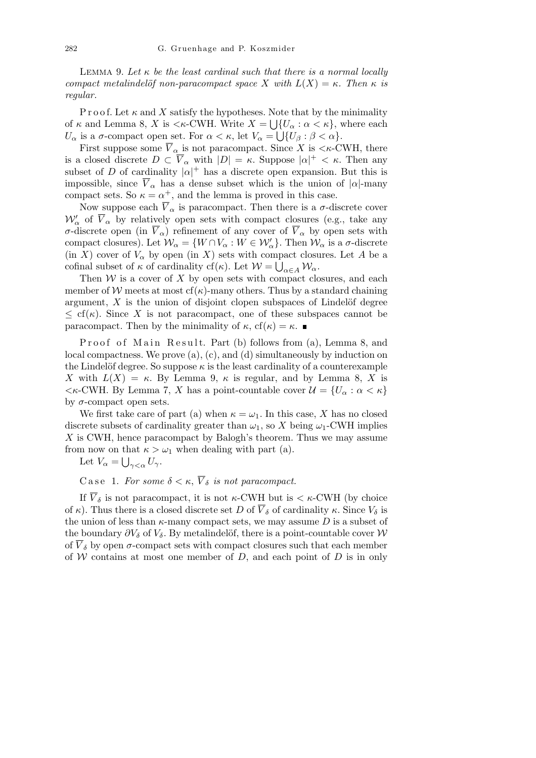LEMMA 9. *Let $\kappa$ be the least cardinal such that there is a normal locally compact metalindelöf non-paracompact space $X$ with $L(X) = \kappa$. Then $\kappa$ is regular.*

Proof. Let $\kappa$ and $X$ satisfy the hypotheses. Note that by the minimality of $\kappa$ and Lemma 8, $X$ is $<\kappa$-CWH. Write $X = \bigcup\{U_\alpha : \alpha < \kappa\}$, where each $U_\alpha$ is a $\sigma$-compact open set. For $\alpha < \kappa$, let $V_\alpha = \bigcup\{U_\beta : \beta < \alpha\}$.

First suppose some $\overline{V}_\alpha$ is not paracompact. Since $X$ is $<\kappa$-CWH, there is a closed discrete $D \subset \overline{V}_\alpha$ with $|D| = \kappa$. Suppose $|\alpha|^+ < \kappa$. Then any subset of $D$ of cardinality $|\alpha|^+$ has a discrete open expansion. But this is impossible, since $\overline{V}_\alpha$ has a dense subset which is the union of $|\alpha|$-many compact sets. So $\kappa = \alpha^+$, and the lemma is proved in this case.

Now suppose each $\overline{V}_\alpha$ is paracompact. Then there is a $\sigma$-discrete cover $\mathcal{W}'_\alpha$ of $\overline{V}_\alpha$ by relatively open sets with compact closures (e.g., take any $\sigma$-discrete open (in $\overline{V}_\alpha$) refinement of any cover of $\overline{V}_\alpha$ by open sets with compact closures). Let $\mathcal{W}_\alpha = \{W \cap V_\alpha : W \in \mathcal{W}'_\alpha\}$. Then $\mathcal{W}_\alpha$ is a $\sigma$-discrete (in $X$) cover of $V_\alpha$ by open (in $X$) sets with compact closures. Let $A$ be a cofinal subset of $\kappa$ of cardinality $\mathrm{cf}(\kappa)$. Let $\mathcal{W} = \bigcup_{\alpha \in A} \mathcal{W}_\alpha$.

Then $\mathcal{W}$ is a cover of $X$ by open sets with compact closures, and each member of $\mathcal{W}$ meets at most $\mathrm{cf}(\kappa)$-many others. Thus by a standard chaining argument, $X$ is the union of disjoint clopen subspaces of Lindelöf degree $\le \mathrm{cf}(\kappa)$. Since $X$ is not paracompact, one of these subspaces cannot be paracompact. Then by the minimality of $\kappa$, $\mathrm{cf}(\kappa) = \kappa$. ■

Proof of Main Result. Part (b) follows from (a), Lemma 8, and local compactness. We prove (a), (c), and (d) simultaneously by induction on the Lindelöf degree. So suppose $\kappa$ is the least cardinality of a counterexample $X$ with $L(X) = \kappa$. By Lemma 9, $\kappa$ is regular, and by Lemma 8, $X$ is $<\kappa$-CWH. By Lemma 7, $X$ has a point-countable cover $\mathcal{U} = \{U_\alpha : \alpha < \kappa\}$ by $\sigma$-compact open sets.

We first take care of part (a) when $\kappa = \omega_1$. In this case, $X$ has no closed discrete subsets of cardinality greater than $\omega_1$, so $X$ being $\omega_1$-CWH implies $X$ is CWH, hence paracompact by Balogh's theorem. Thus we may assume from now on that $\kappa > \omega_1$ when dealing with part (a).

Let $V_\alpha = \bigcup_{\gamma<\alpha} U_\gamma$.

Case 1. *For some $\delta < \kappa$, $\overline{V}_\delta$ is not paracompact.*

If $\overline{V}_\delta$ is not paracompact, it is not $\kappa$-CWH but is $< \kappa$-CWH (by choice of $\kappa$). Thus there is a closed discrete set $D$ of $\overline{V}_\delta$ of cardinality $\kappa$. Since $V_\delta$ is the union of less than $\kappa$-many compact sets, we may assume $D$ is a subset of the boundary $\partial V_\delta$ of $V_\delta$. By metalindelöf, there is a point-countable cover $\mathcal{W}$ of $\overline{V}_\delta$ by open $\sigma$-compact sets with compact closures such that each member of $\mathcal{W}$ contains at most one member of $D$, and each point of $D$ is in only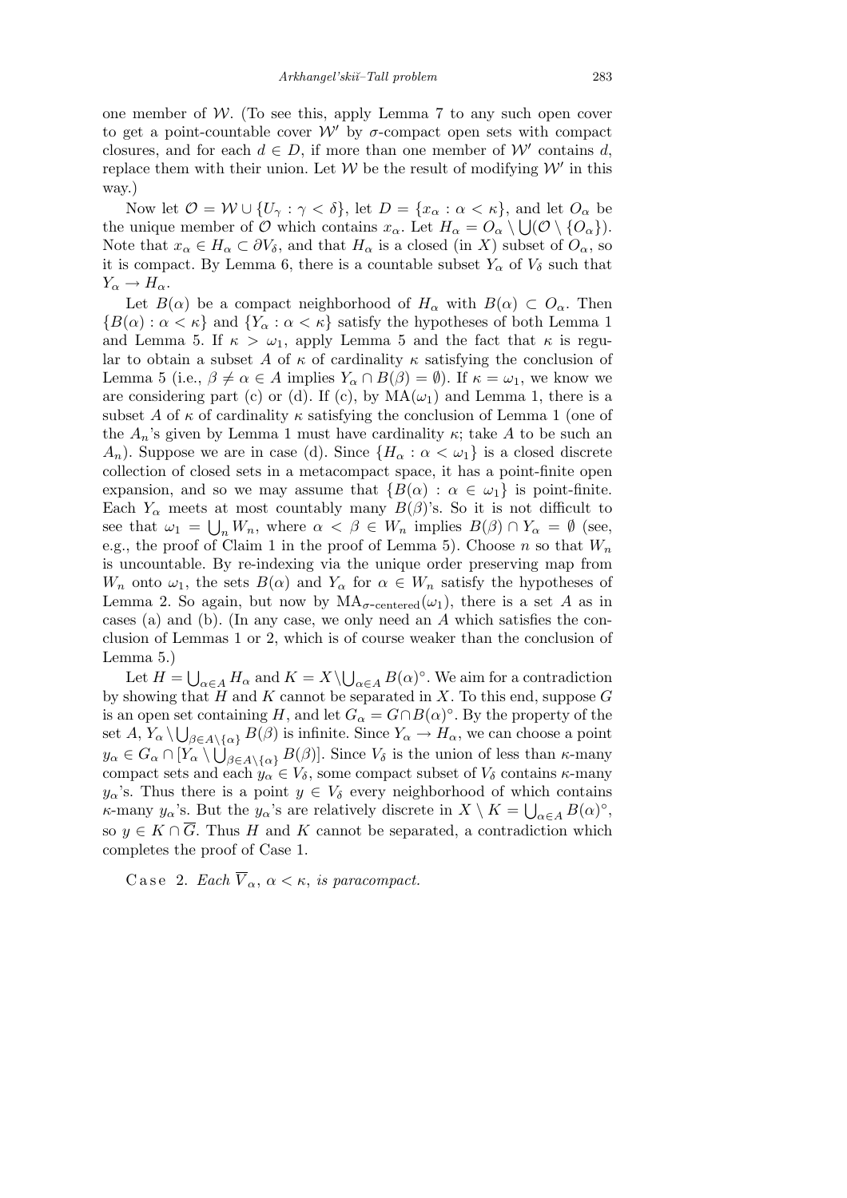one member of $\mathcal{W}$. (To see this, apply Lemma 7 to any such open cover to get a point-countable cover $\mathcal{W}'$ by $\sigma$-compact open sets with compact closures, and for each $d \in D$, if more than one member of $\mathcal{W}'$ contains $d$, replace them with their union. Let $\mathcal{W}$ be the result of modifying $\mathcal{W}'$ in this way.)

Now let $\mathcal{O} = \mathcal{W} \cup \{U_\gamma : \gamma < \delta\}$, let $D = \{x_\alpha : \alpha < \kappa\}$, and let $O_\alpha$ be the unique member of $\mathcal{O}$ which contains $x_\alpha$. Let $H_\alpha = O_\alpha \setminus \bigcup(\mathcal{O} \setminus \{O_\alpha\})$. Note that $x_\alpha \in H_\alpha \subset \partial V_\delta$, and that $H_\alpha$ is a closed (in $X$) subset of $O_\alpha$, so it is compact. By Lemma 6, there is a countable subset $Y_\alpha$ of $V_\delta$ such that $Y_\alpha \to H_\alpha$.

Let $B(\alpha)$ be a compact neighborhood of $H_\alpha$ with $B(\alpha) \subset O_\alpha$. Then $\{B(\alpha) : \alpha < \kappa\}$ and $\{Y_\alpha : \alpha < \kappa\}$ satisfy the hypotheses of both Lemma 1 and Lemma 5. If $\kappa > \omega_1$, apply Lemma 5 and the fact that $\kappa$ is regular to obtain a subset $A$ of $\kappa$ of cardinality $\kappa$ satisfying the conclusion of Lemma 5 (i.e., $\beta \neq \alpha \in A$ implies $Y_\alpha \cap B(\beta) = \emptyset$). If $\kappa = \omega_1$, we know we are considering part (c) or (d). If (c), by $\mathrm{MA}(\omega_1)$ and Lemma 1, there is a subset $A$ of $\kappa$ of cardinality $\kappa$ satisfying the conclusion of Lemma 1 (one of the $A_n$'s given by Lemma 1 must have cardinality $\kappa$; take $A$ to be such an $A_n$). Suppose we are in case (d). Since $\{H_\alpha : \alpha < \omega_1\}$ is a closed discrete collection of closed sets in a metacompact space, it has a point-finite open expansion, and so we may assume that $\{B(\alpha) : \alpha \in \omega_1\}$ is point-finite. Each $Y_\alpha$ meets at most countably many $B(\beta)$'s. So it is not difficult to see that $\omega_1 = \bigcup_n W_n$, where $\alpha < \beta \in W_n$ implies $B(\beta) \cap Y_\alpha = \emptyset$ (see, e.g., the proof of Claim 1 in the proof of Lemma 5). Choose $n$ so that $W_n$ is uncountable. By re-indexing via the unique order preserving map from $W_n$ onto $\omega_1$, the sets $B(\alpha)$ and $Y_\alpha$ for $\alpha \in W_n$ satisfy the hypotheses of Lemma 2. So again, but now by $\mathrm{MA}_{\sigma\text{-centered}}(\omega_1)$, there is a set $A$ as in cases (a) and (b). (In any case, we only need an $A$ which satisfies the conclusion of Lemmas 1 or 2, which is of course weaker than the conclusion of Lemma 5.)

Let $H = \bigcup_{\alpha\in A} H_\alpha$ and $K = X \setminus \bigcup_{\alpha \in A} B(\alpha)^\circ$. We aim for a contradiction by showing that $H$ and $K$ cannot be separated in $X$. To this end, suppose $G$ is an open set containing $H$, and let $G_\alpha = G \cap B(\alpha)^\circ$. By the property of the set $A$, $Y_\alpha \setminus \bigcup_{\beta \in A\setminus\{\alpha\}} B(\beta)$ is infinite. Since $Y_\alpha \to H_\alpha$, we can choose a point $y_\alpha \in G_\alpha \cap [Y_\alpha \setminus \bigcup_{\beta\in A\setminus\{\alpha\}} B(\beta)]$. Since $V_\delta$ is the union of less than $\kappa$-many compact sets and each $y_\alpha \in V_\delta$, some compact subset of $V_\delta$ contains $\kappa$-many $y_\alpha$'s. Thus there is a point $y \in V_\delta$ every neighborhood of which contains $\kappa$-many $y_\alpha$'s. But the $y_\alpha$'s are relatively discrete in $X \setminus K = \bigcup_{\alpha\in A} B(\alpha)^\circ$, so $y \in K \cap \overline{G}$. Thus $H$ and $K$ cannot be separated, a contradiction which completes the proof of Case 1.

Case 2. *Each $\overline{V}_\alpha$, $\alpha < \kappa$, is paracompact.*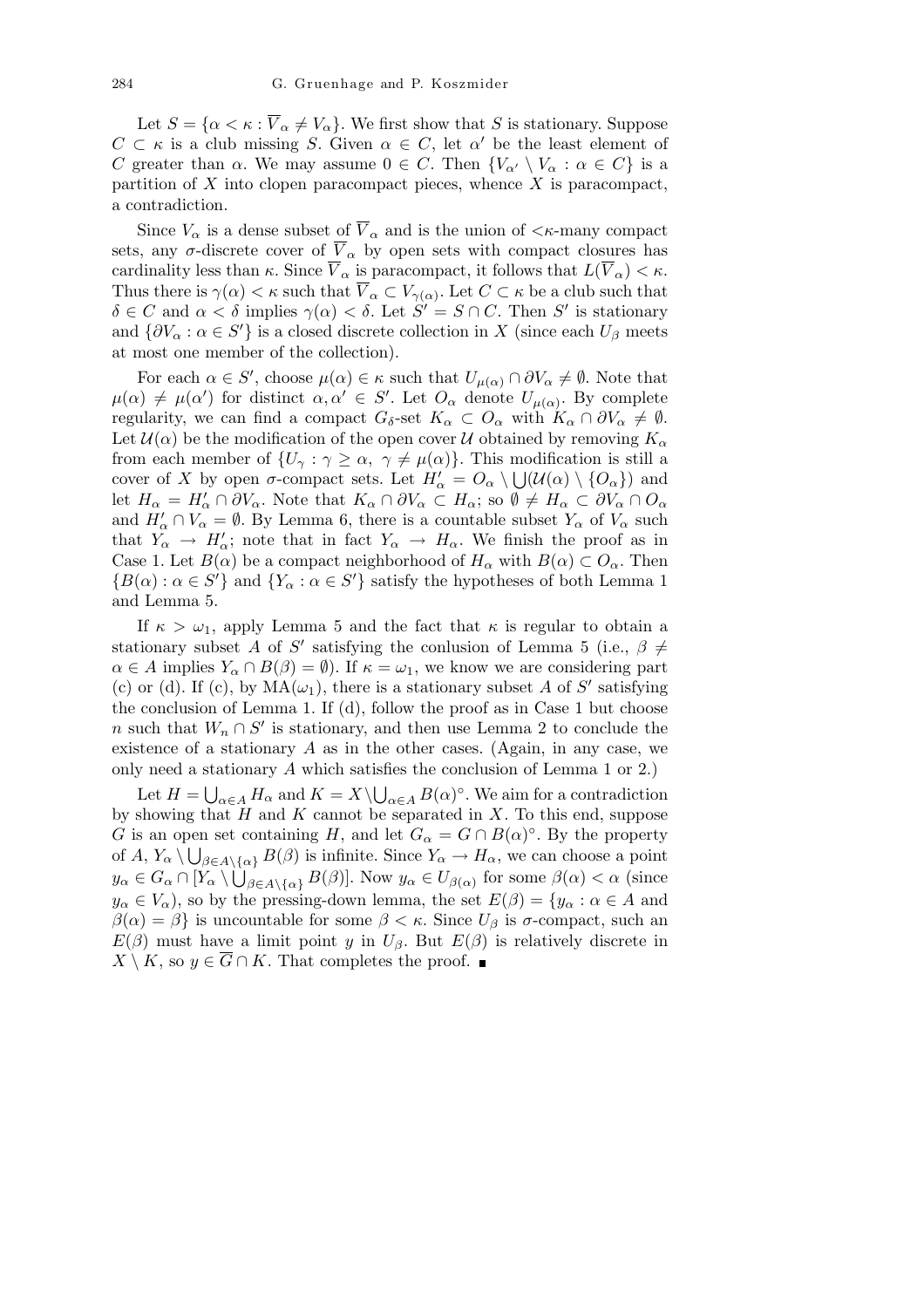Let $S = \{\alpha < \kappa : \overline{V}_\alpha \neq V_\alpha\}$. We first show that $S$ is stationary. Suppose $C \subset \kappa$ is a club missing $S$. Given $\alpha \in C$, let $\alpha'$ be the least element of $C$ greater than $\alpha$. We may assume $0 \in C$. Then $\{V_{\alpha'} \setminus V_\alpha : \alpha \in C\}$ is a partition of $X$ into clopen paracompact pieces, whence $X$ is paracompact, a contradiction.

Since $V_\alpha$ is a dense subset of $\overline{V}_\alpha$ and is the union of $<\kappa$-many compact sets, any $\sigma$-discrete cover of $\overline{V}_\alpha$ by open sets with compact closures has cardinality less than $\kappa$. Since $\overline{V}_\alpha$ is paracompact, it follows that $L(\overline{V}_\alpha) < \kappa$. Thus there is $\gamma(\alpha) < \kappa$ such that $\overline{V}_\alpha \subset V_{\gamma(\alpha)}$. Let $C \subset \kappa$ be a club such that $\delta \in C$ and $\alpha < \delta$ implies $\gamma(\alpha) < \delta$. Let $S' = S \cap C$. Then $S'$ is stationary and $\{\partial V_\alpha : \alpha \in S'\}$ is a closed discrete collection in $X$ (since each $U_\beta$ meets at most one member of the collection).

For each $\alpha \in S'$, choose $\mu(\alpha) \in \kappa$ such that $U_{\mu(\alpha)} \cap \partial V_\alpha \neq \emptyset$. Note that $\mu(\alpha) \neq \mu(\alpha')$ for distinct $\alpha, \alpha' \in S'$. Let $O_\alpha$ denote $U_{\mu(\alpha)}$. By complete regularity, we can find a compact $G_\delta$-set $K_\alpha \subset O_\alpha$ with $K_\alpha \cap \partial V_\alpha \neq \emptyset$. Let $\mathcal{U}(\alpha)$ be the modification of the open cover $\mathcal{U}$ obtained by removing $K_\alpha$ from each member of $\{U_\gamma : \gamma \geq \alpha,\ \gamma \neq \mu(\alpha)\}$. This modification is still a cover of $X$ by open $\sigma$-compact sets. Let $H'_\alpha = O_\alpha \setminus \bigcup(\mathcal{U}(\alpha) \setminus \{O_\alpha\})$ and let $H_\alpha = H'_\alpha \cap \partial V_\alpha$. Note that $K_\alpha \cap \partial V_\alpha \subset H_\alpha$; so $\emptyset \neq H_\alpha \subset \partial V_\alpha \cap O_\alpha$ and $H'_\alpha \cap V_\alpha = \emptyset$. By Lemma 6, there is a countable subset $Y_\alpha$ of $V_\alpha$ such that $Y_\alpha \to H'_\alpha$; note that in fact $Y_\alpha \to H_\alpha$. We finish the proof as in Case 1. Let $B(\alpha)$ be a compact neighborhood of $H_\alpha$ with $B(\alpha) \subset O_\alpha$. Then $\{B(\alpha) : \alpha \in S'\}$ and $\{Y_\alpha : \alpha \in S'\}$ satisfy the hypotheses of both Lemma 1 and Lemma 5.

If $\kappa > \omega_1$, apply Lemma 5 and the fact that $\kappa$ is regular to obtain a stationary subset $A$ of $S'$ satisfying the conlusion of Lemma 5 (i.e., $\beta \neq \alpha \in A$ implies $Y_\alpha \cap B(\beta) = \emptyset$). If $\kappa = \omega_1$, we know we are considering part (c) or (d). If (c), by $\mathrm{MA}(\omega_1)$, there is a stationary subset $A$ of $S'$ satisfying the conclusion of Lemma 1. If (d), follow the proof as in Case 1 but choose $n$ such that $W_n \cap S'$ is stationary, and then use Lemma 2 to conclude the existence of a stationary $A$ as in the other cases. (Again, in any case, we only need a stationary $A$ which satisfies the conclusion of Lemma 1 or 2.)

Let $H = \bigcup_{\alpha \in A} H_\alpha$ and $K = X \setminus \bigcup_{\alpha \in A} B(\alpha)^\circ$. We aim for a contradiction by showing that $H$ and $K$ cannot be separated in $X$. To this end, suppose $G$ is an open set containing $H$, and let $G_\alpha = G \cap B(\alpha)^\circ$. By the property of $A$, $Y_\alpha \setminus \bigcup_{\beta \in A \setminus \{\alpha\}} B(\beta)$ is infinite. Since $Y_\alpha \to H_\alpha$, we can choose a point $y_\alpha \in G_\alpha \cap [Y_\alpha \setminus \bigcup_{\beta \in A \setminus \{\alpha\}} B(\beta)]$. Now $y_\alpha \in U_{\beta(\alpha)}$ for some $\beta(\alpha) < \alpha$ (since $y_\alpha \in V_\alpha$), so by the pressing-down lemma, the set $E(\beta) = \{y_\alpha : \alpha \in A$ and $\beta(\alpha) = \beta\}$ is uncountable for some $\beta < \kappa$. Since $U_\beta$ is $\sigma$-compact, such an $E(\beta)$ must have a limit point $y$ in $U_\beta$. But $E(\beta)$ is relatively discrete in $X \setminus K$, so $y \in \overline{G} \cap K$. That completes the proof. ∎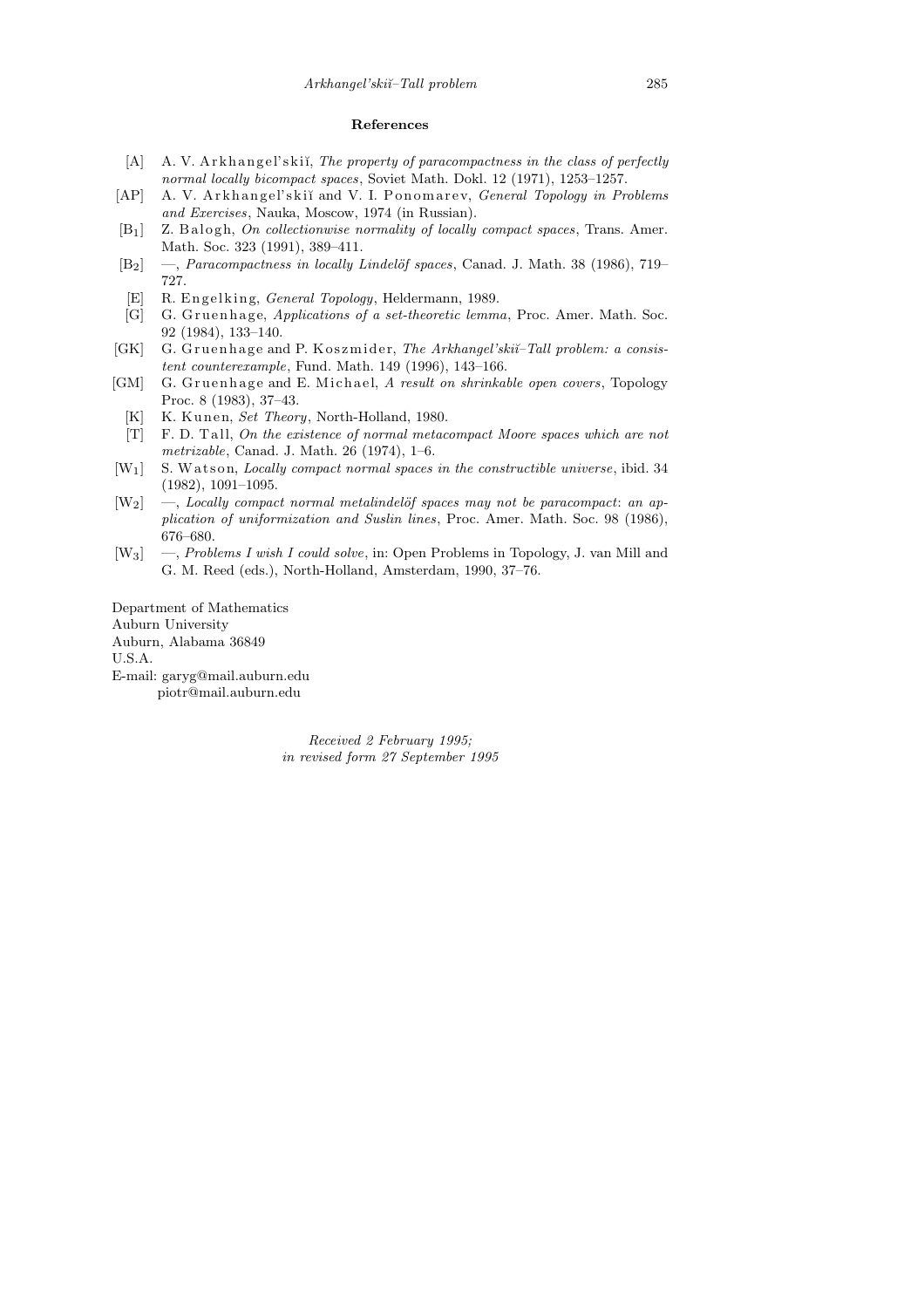## References

[A] A. V. Arkhangel'skiĭ, *The property of paracompactness in the class of perfectly normal locally bicompact spaces*, Soviet Math. Dokl. 12 (1971), 1253–1257.

[AP] A. V. Arkhangel'skiĭ and V. I. Ponomarev, *General Topology in Problems and Exercises*, Nauka, Moscow, 1974 (in Russian).

[$B_1$] Z. Balogh, *On collectionwise normality of locally compact spaces*, Trans. Amer. Math. Soc. 323 (1991), 389–411.

[$B_2$] —, *Paracompactness in locally Lindelöf spaces*, Canad. J. Math. 38 (1986), 719–727.

[E] R. Engelking, *General Topology*, Heldermann, 1989.

[G] G. Gruenhage, *Applications of a set-theoretic lemma*, Proc. Amer. Math. Soc. 92 (1984), 133–140.

[GK] G. Gruenhage and P. Koszmider, *The Arkhangel'skiĭ–Tall problem: a consistent counterexample*, Fund. Math. 149 (1996), 143–166.

[GM] G. Gruenhage and E. Michael, *A result on shrinkable open covers*, Topology Proc. 8 (1983), 37–43.

[K] K. Kunen, *Set Theory*, North-Holland, 1980.

[T] F. D. Tall, *On the existence of normal metacompact Moore spaces which are not metrizable*, Canad. J. Math. 26 (1974), 1–6.

[$W_1$] S. Watson, *Locally compact normal spaces in the constructible universe*, ibid. 34 (1982), 1091–1095.

[$W_2$] —, *Locally compact normal metalindelöf spaces may not be paracompact: an application of uniformization and Suslin lines*, Proc. Amer. Math. Soc. 98 (1986), 676–680.

[$W_3$] —, *Problems I wish I could solve*, in: Open Problems in Topology, J. van Mill and G. M. Reed (eds.), North-Holland, Amsterdam, 1990, 37–76.

Department of Mathematics
Auburn University
Auburn, Alabama 36849
U.S.A.
E-mail: garyg@mail.auburn.edu
piotr@mail.auburn.edu

*Received 2 February 1995;*
*in revised form 27 September 1995*